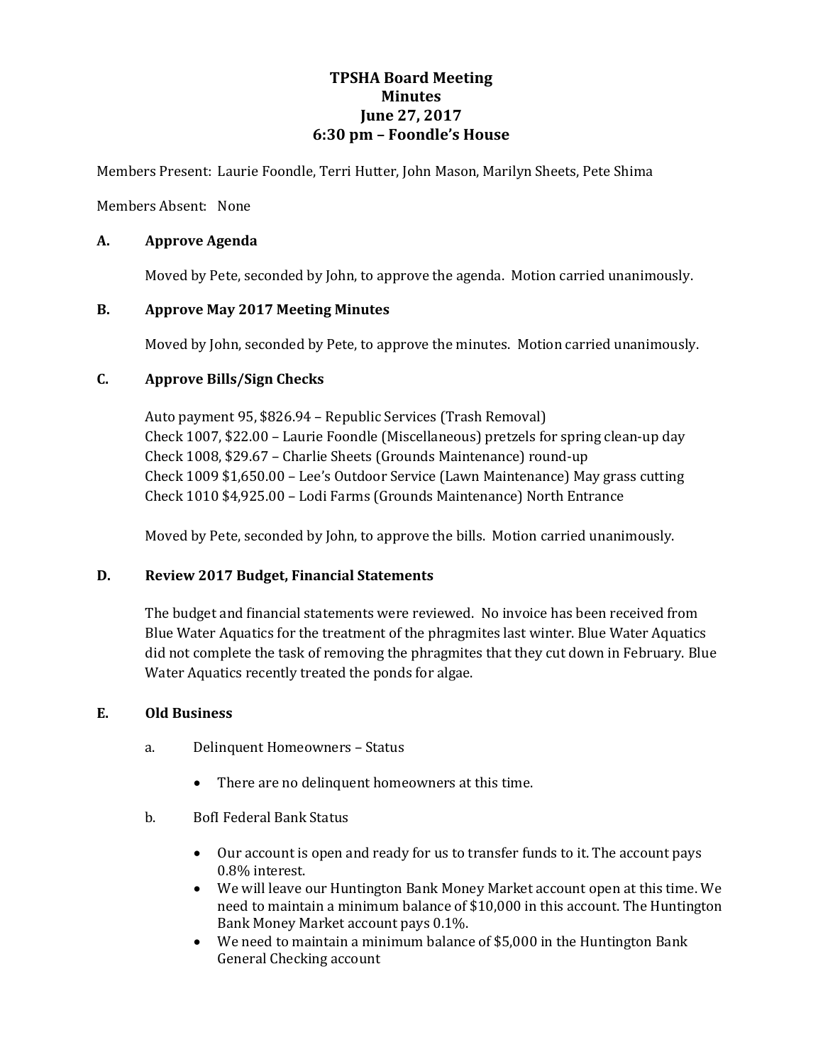# TPSHA Board Meeting
# Minutes
# June 27, 2017
# 6:30 pm – Foondle's House

Members Present: Laurie Foondle, Terri Hutter, John Mason, Marilyn Sheets, Pete Shima

Members Absent: None

## A. Approve Agenda

Moved by Pete, seconded by John, to approve the agenda. Motion carried unanimously.

## B. Approve May 2017 Meeting Minutes

Moved by John, seconded by Pete, to approve the minutes. Motion carried unanimously.

## C. Approve Bills/Sign Checks

Auto payment 95, $826.94 – Republic Services (Trash Removal)
Check 1007, $22.00 – Laurie Foondle (Miscellaneous) pretzels for spring clean-up day
Check 1008, $29.67 – Charlie Sheets (Grounds Maintenance) round-up
Check 1009 $1,650.00 – Lee's Outdoor Service (Lawn Maintenance) May grass cutting
Check 1010 $4,925.00 – Lodi Farms (Grounds Maintenance) North Entrance

Moved by Pete, seconded by John, to approve the bills. Motion carried unanimously.

## D. Review 2017 Budget, Financial Statements

The budget and financial statements were reviewed. No invoice has been received from Blue Water Aquatics for the treatment of the phragmites last winter. Blue Water Aquatics did not complete the task of removing the phragmites that they cut down in February. Blue Water Aquatics recently treated the ponds for algae.

## E. Old Business

a. Delinquent Homeowners – Status

- There are no delinquent homeowners at this time.

b. BofI Federal Bank Status

- Our account is open and ready for us to transfer funds to it. The account pays 0.8% interest.
- We will leave our Huntington Bank Money Market account open at this time. We need to maintain a minimum balance of $10,000 in this account. The Huntington Bank Money Market account pays 0.1%.
- We need to maintain a minimum balance of $5,000 in the Huntington Bank General Checking account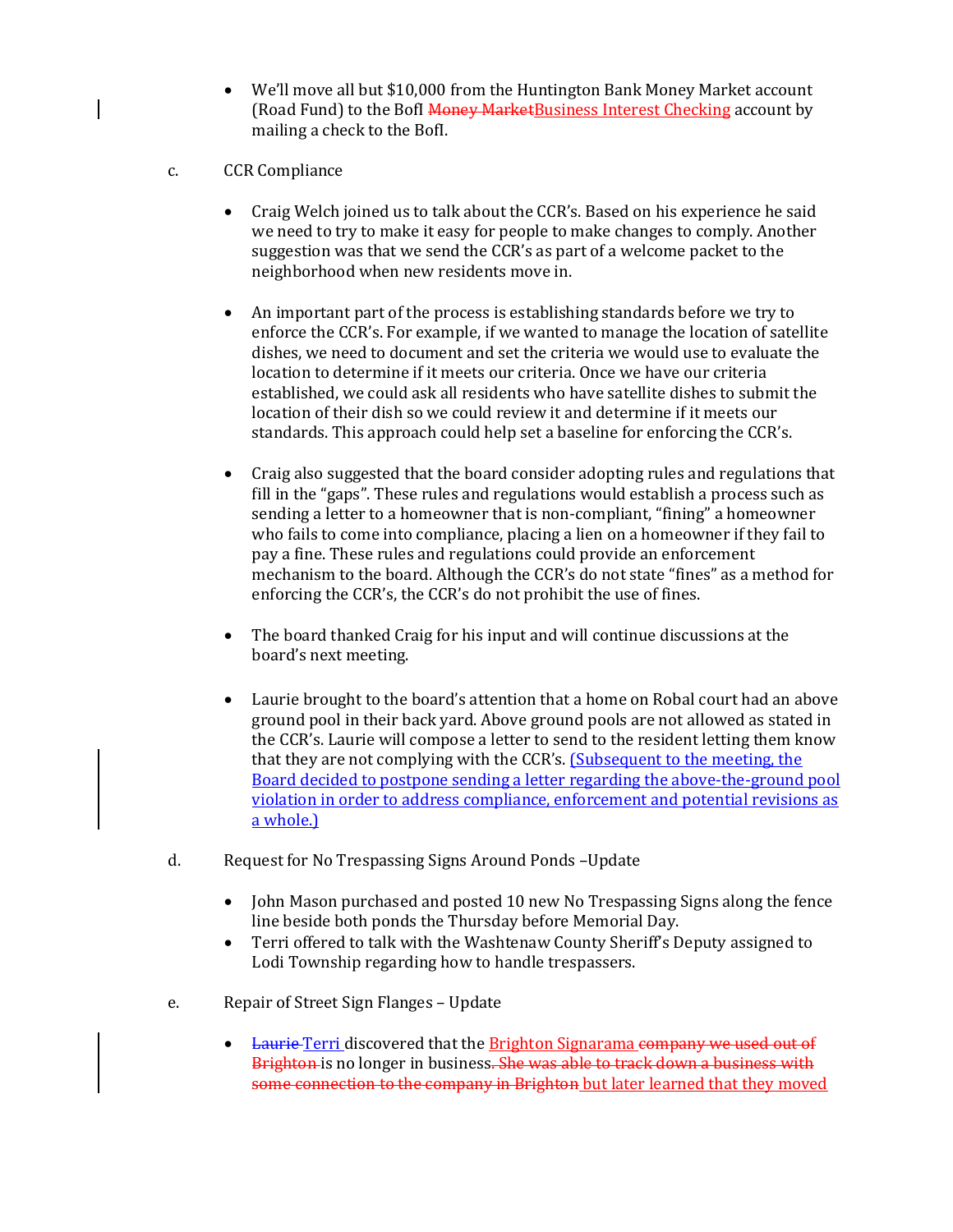- We'll move all but $10,000 from the Huntington Bank Money Market account (Road Fund) to the BofI ~~Money Market~~Business Interest Checking account by mailing a check to the BofI.

c. CCR Compliance

- Craig Welch joined us to talk about the CCR's. Based on his experience he said we need to try to make it easy for people to make changes to comply. Another suggestion was that we send the CCR's as part of a welcome packet to the neighborhood when new residents move in.

- An important part of the process is establishing standards before we try to enforce the CCR's. For example, if we wanted to manage the location of satellite dishes, we need to document and set the criteria we would use to evaluate the location to determine if it meets our criteria. Once we have our criteria established, we could ask all residents who have satellite dishes to submit the location of their dish so we could review it and determine if it meets our standards. This approach could help set a baseline for enforcing the CCR's.

- Craig also suggested that the board consider adopting rules and regulations that fill in the "gaps". These rules and regulations would establish a process such as sending a letter to a homeowner that is non-compliant, "fining" a homeowner who fails to come into compliance, placing a lien on a homeowner if they fail to pay a fine. These rules and regulations could provide an enforcement mechanism to the board. Although the CCR's do not state "fines" as a method for enforcing the CCR's, the CCR's do not prohibit the use of fines.

- The board thanked Craig for his input and will continue discussions at the board's next meeting.

- Laurie brought to the board's attention that a home on Robal court had an above ground pool in their back yard. Above ground pools are not allowed as stated in the CCR's. Laurie will compose a letter to send to the resident letting them know that they are not complying with the CCR's. (Subsequent to the meeting, the Board decided to postpone sending a letter regarding the above-the-ground pool violation in order to address compliance, enforcement and potential revisions as a whole.)

d. Request for No Trespassing Signs Around Ponds –Update

- John Mason purchased and posted 10 new No Trespassing Signs along the fence line beside both ponds the Thursday before Memorial Day.
- Terri offered to talk with the Washtenaw County Sheriff's Deputy assigned to Lodi Township regarding how to handle trespassers.

e. Repair of Street Sign Flanges – Update

- ~~Laurie~~ Terri discovered that the Brighton Signarama ~~company we used out of Brighton~~ is no longer in business~~. She was able to track down a business with some connection to the company in Brighton~~ but later learned that they moved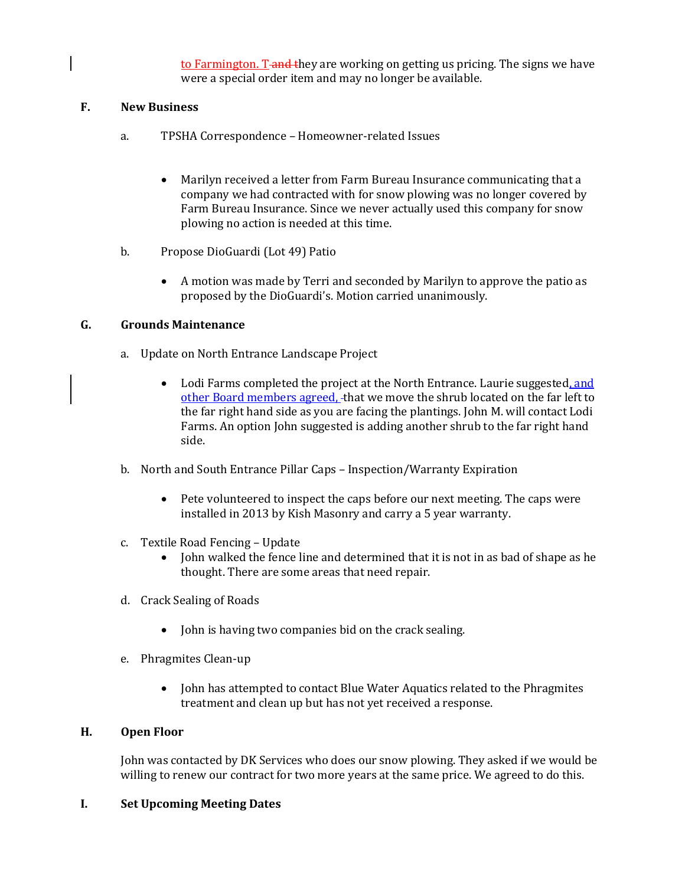to Farmington. They are working on getting us pricing. The signs we have were a special order item and may no longer be available.

## F. New Business

a. TPSHA Correspondence – Homeowner-related Issues

- Marilyn received a letter from Farm Bureau Insurance communicating that a company we had contracted with for snow plowing was no longer covered by Farm Bureau Insurance. Since we never actually used this company for snow plowing no action is needed at this time.

b. Propose DioGuardi (Lot 49) Patio

- A motion was made by Terri and seconded by Marilyn to approve the patio as proposed by the DioGuardi's. Motion carried unanimously.

## G. Grounds Maintenance

a. Update on North Entrance Landscape Project

- Lodi Farms completed the project at the North Entrance. Laurie suggested, and other Board members agreed, that we move the shrub located on the far left to the far right hand side as you are facing the plantings. John M. will contact Lodi Farms. An option John suggested is adding another shrub to the far right hand side.

b. North and South Entrance Pillar Caps – Inspection/Warranty Expiration

- Pete volunteered to inspect the caps before our next meeting. The caps were installed in 2013 by Kish Masonry and carry a 5 year warranty.

c. Textile Road Fencing – Update

- John walked the fence line and determined that it is not in as bad of shape as he thought. There are some areas that need repair.

d. Crack Sealing of Roads

- John is having two companies bid on the crack sealing.

e. Phragmites Clean-up

- John has attempted to contact Blue Water Aquatics related to the Phragmites treatment and clean up but has not yet received a response.

## H. Open Floor

John was contacted by DK Services who does our snow plowing. They asked if we would be willing to renew our contract for two more years at the same price. We agreed to do this.

## I. Set Upcoming Meeting Dates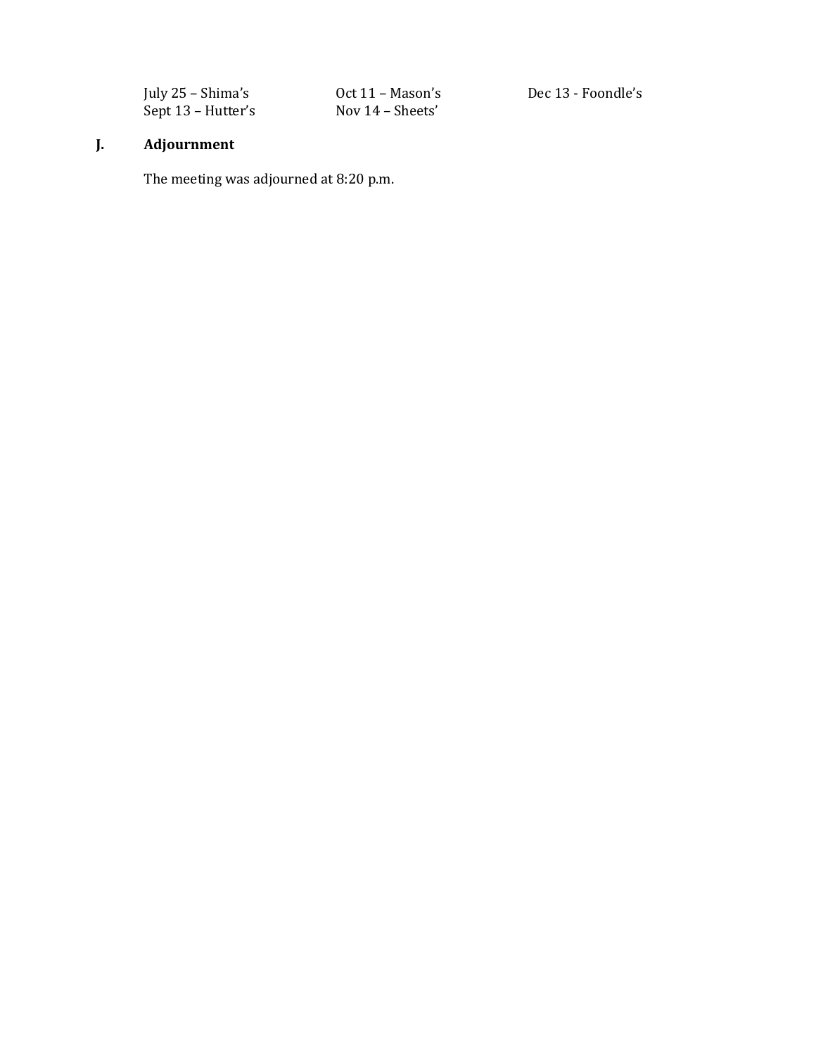July 25 – Shima's
Sept 13 – Hutter's
Oct 11 – Mason's
Nov 14 – Sheets'
Dec 13 - Foondle's

## J. Adjournment

The meeting was adjourned at 8:20 p.m.